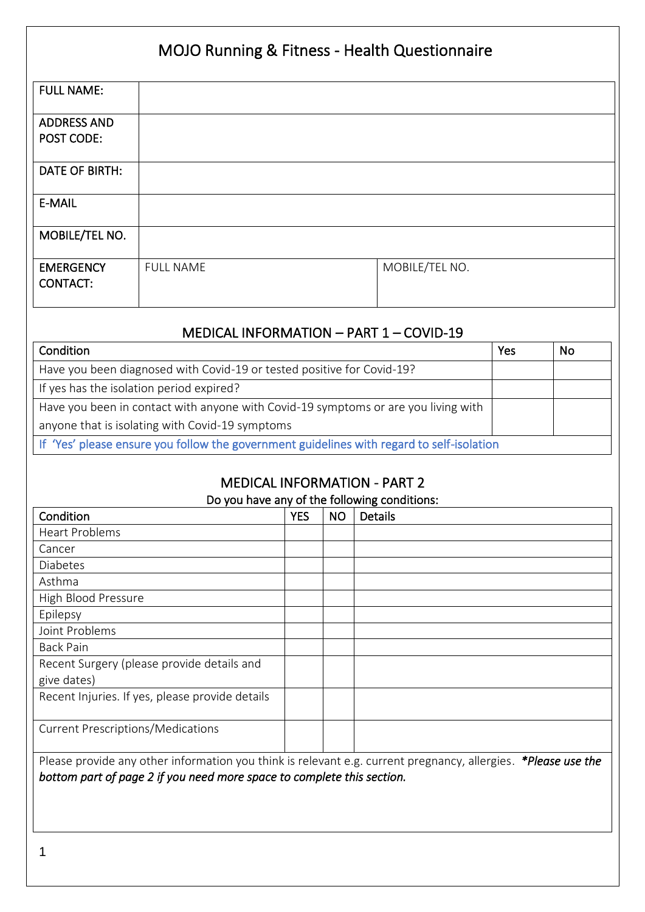# MOJO Running & Fitness - Health Questionnaire

| FULL NAME: | | |
|---|---|---|
| ADDRESS AND POST CODE: | | |
| DATE OF BIRTH: | | |
| E-MAIL | | |
| MOBILE/TEL NO. | | |
| EMERGENCY CONTACT: | FULL NAME | MOBILE/TEL NO. |

## MEDICAL INFORMATION – PART 1 – COVID-19

| Condition | Yes | No |
|---|---|---|
| Have you been diagnosed with Covid-19 or tested positive for Covid-19? | | |
| If yes has the isolation period expired? | | |
| Have you been in contact with anyone with Covid-19 symptoms or are you living with anyone that is isolating with Covid-19 symptoms | | |
| If 'Yes' please ensure you follow the government guidelines with regard to self-isolation | | |

## MEDICAL INFORMATION - PART 2

Do you have any of the following conditions:

| Condition | YES | NO | Details |
|---|---|---|---|
| Heart Problems | | | |
| Cancer | | | |
| Diabetes | | | |
| Asthma | | | |
| High Blood Pressure | | | |
| Epilepsy | | | |
| Joint Problems | | | |
| Back Pain | | | |
| Recent Surgery (please provide details and give dates) | | | |
| Recent Injuries. If yes, please provide details | | | |
| Current Prescriptions/Medications | | | |

Please provide any other information you think is relevant e.g. current pregnancy, allergies. ****Please use the bottom part of page 2 if you need more space to complete this section.***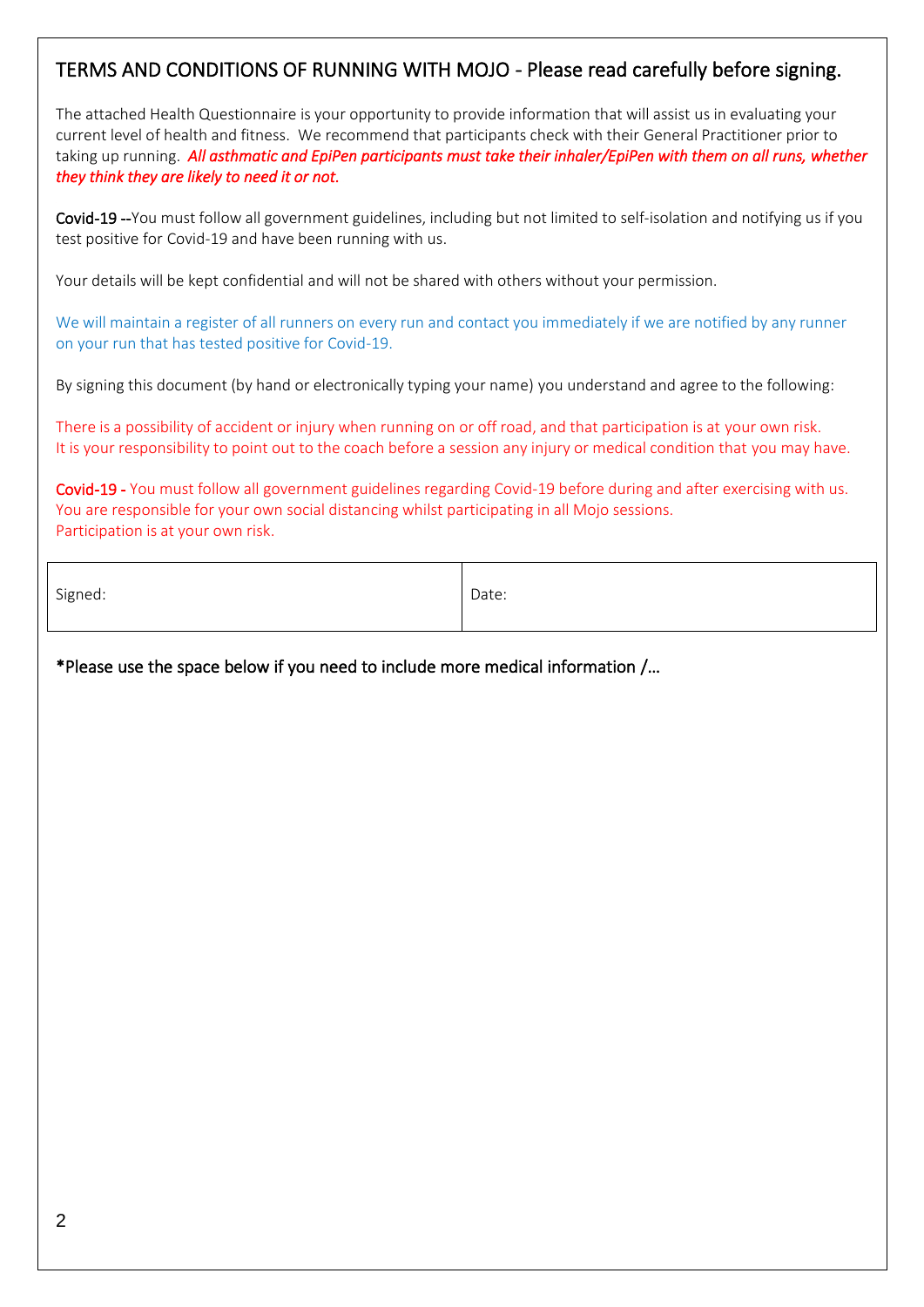## TERMS AND CONDITIONS OF RUNNING WITH MOJO - Please read carefully before signing.

The attached Health Questionnaire is your opportunity to provide information that will assist us in evaluating your current level of health and fitness. We recommend that participants check with their General Practitioner prior to taking up running. ***All asthmatic and EpiPen participants must take their inhaler/EpiPen with them on all runs, whether they think they are likely to need it or not.***

Covid-19 --You must follow all government guidelines, including but not limited to self-isolation and notifying us if you test positive for Covid-19 and have been running with us.

Your details will be kept confidential and will not be shared with others without your permission.

We will maintain a register of all runners on every run and contact you immediately if we are notified by any runner on your run that has tested positive for Covid-19.

By signing this document (by hand or electronically typing your name) you understand and agree to the following:

There is a possibility of accident or injury when running on or off road, and that participation is at your own risk.
It is your responsibility to point out to the coach before a session any injury or medical condition that you may have.

Covid-19 - You must follow all government guidelines regarding Covid-19 before during and after exercising with us.
You are responsible for your own social distancing whilst participating in all Mojo sessions.
Participation is at your own risk.

| | |
|---|---|
| Signed: | Date: |

*Please use the space below if you need to include more medical information /…